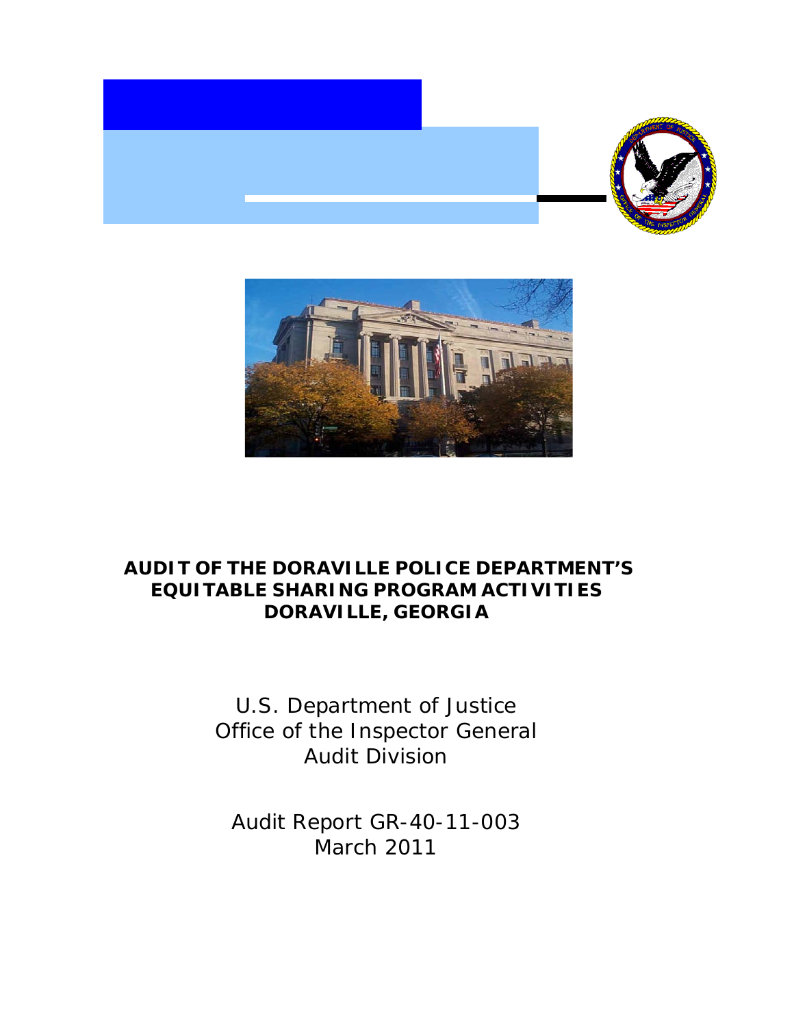# AUDIT OF THE DORAVILLE POLICE DEPARTMENT'S EQUITABLE SHARING PROGRAM ACTIVITIES DORAVILLE, GEORGIA

U.S. Department of Justice
Office of the Inspector General
Audit Division

Audit Report GR-40-11-003
March 2011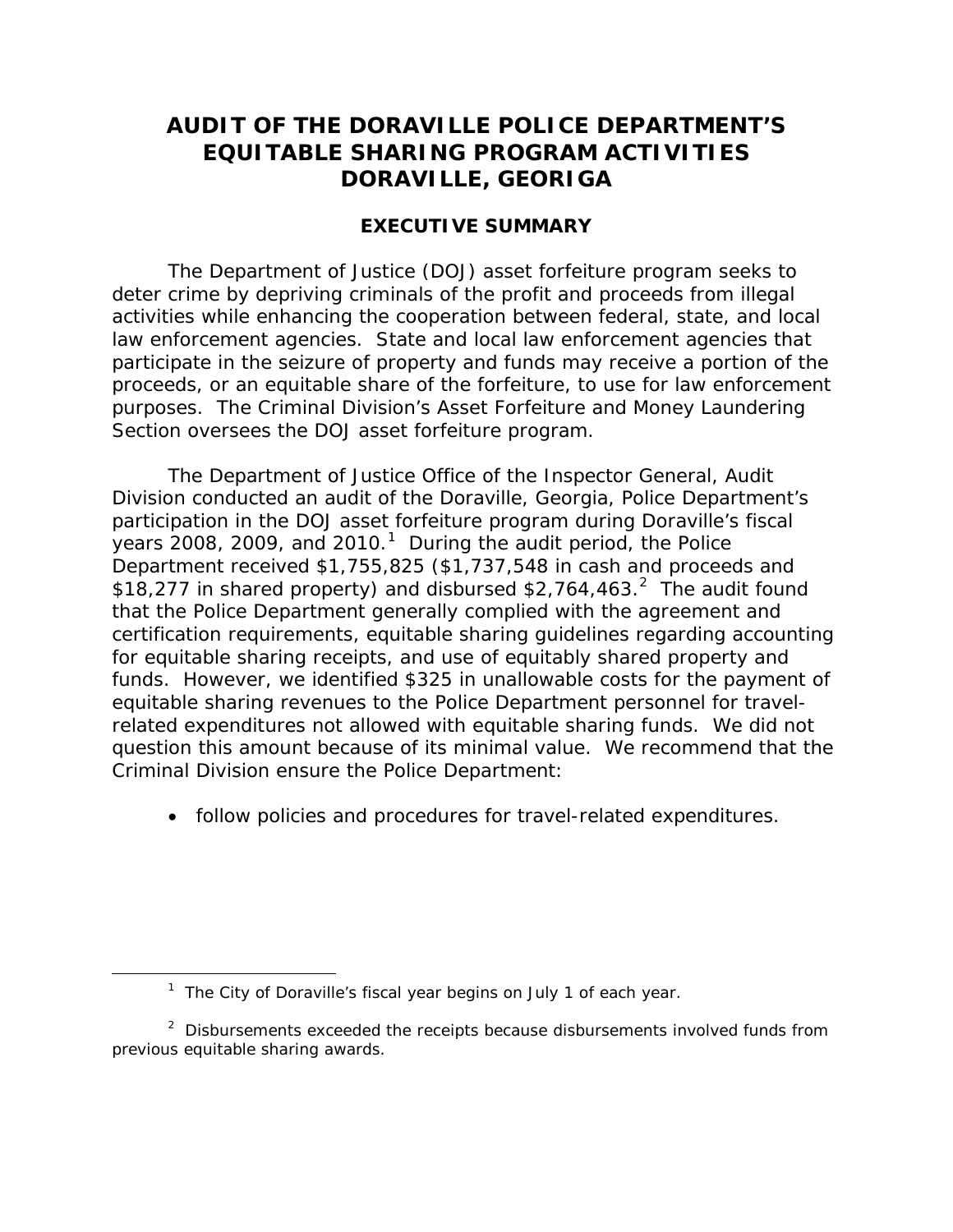# AUDIT OF THE DORAVILLE POLICE DEPARTMENT'S EQUITABLE SHARING PROGRAM ACTIVITIES DORAVILLE, GEORIGA

## EXECUTIVE SUMMARY

The Department of Justice (DOJ) asset forfeiture program seeks to deter crime by depriving criminals of the profit and proceeds from illegal activities while enhancing the cooperation between federal, state, and local law enforcement agencies. State and local law enforcement agencies that participate in the seizure of property and funds may receive a portion of the proceeds, or an equitable share of the forfeiture, to use for law enforcement purposes. The Criminal Division's Asset Forfeiture and Money Laundering Section oversees the DOJ asset forfeiture program.

The Department of Justice Office of the Inspector General, Audit Division conducted an audit of the Doraville, Georgia, Police Department's participation in the DOJ asset forfeiture program during Doraville's fiscal years 2008, 2009, and 2010.[1] During the audit period, the Police Department received $1,755,825 ($1,737,548 in cash and proceeds and $18,277 in shared property) and disbursed $2,764,463.[2] The audit found that the Police Department generally complied with the agreement and certification requirements, equitable sharing guidelines regarding accounting for equitable sharing receipts, and use of equitably shared property and funds. However, we identified $325 in unallowable costs for the payment of equitable sharing revenues to the Police Department personnel for travel-related expenditures not allowed with equitable sharing funds. We did not question this amount because of its minimal value. We recommend that the Criminal Division ensure the Police Department:

- follow policies and procedures for travel-related expenditures.

---

[1] The City of Doraville's fiscal year begins on July 1 of each year.

[2] Disbursements exceeded the receipts because disbursements involved funds from previous equitable sharing awards.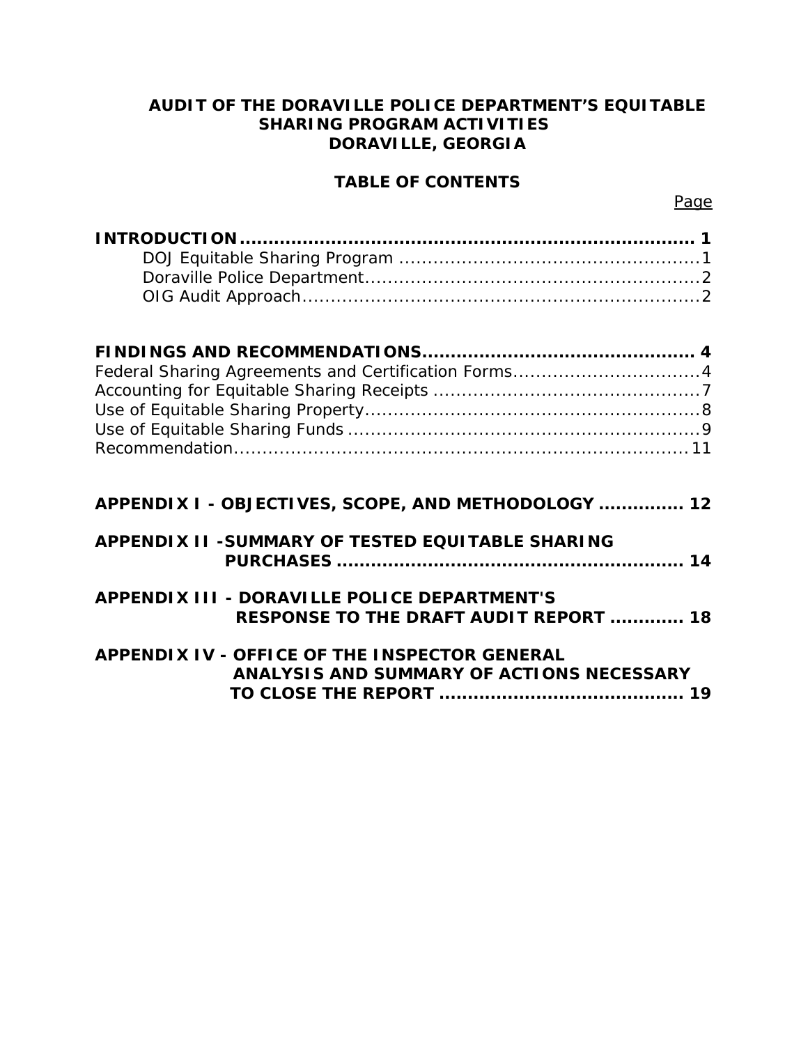# AUDIT OF THE DORAVILLE POLICE DEPARTMENT'S EQUITABLE SHARING PROGRAM ACTIVITIES DORAVILLE, GEORGIA

## TABLE OF CONTENTS

| | Page |
|---|---|
| **INTRODUCTION** | **1** |
| DOJ Equitable Sharing Program | 1 |
| Doraville Police Department | 2 |
| OIG Audit Approach | 2 |
| | |
| **FINDINGS AND RECOMMENDATIONS** | **4** |
| Federal Sharing Agreements and Certification Forms | 4 |
| Accounting for Equitable Sharing Receipts | 7 |
| Use of Equitable Sharing Property | 8 |
| Use of Equitable Sharing Funds | 9 |
| Recommendation | 11 |
| | |
| **APPENDIX I - OBJECTIVES, SCOPE, AND METHODOLOGY** | **12** |
| **APPENDIX II - SUMMARY OF TESTED EQUITABLE SHARING PURCHASES** | **14** |
| **APPENDIX III - DORAVILLE POLICE DEPARTMENT'S RESPONSE TO THE DRAFT AUDIT REPORT** | **18** |
| **APPENDIX IV - OFFICE OF THE INSPECTOR GENERAL ANALYSIS AND SUMMARY OF ACTIONS NECESSARY TO CLOSE THE REPORT** | **19** |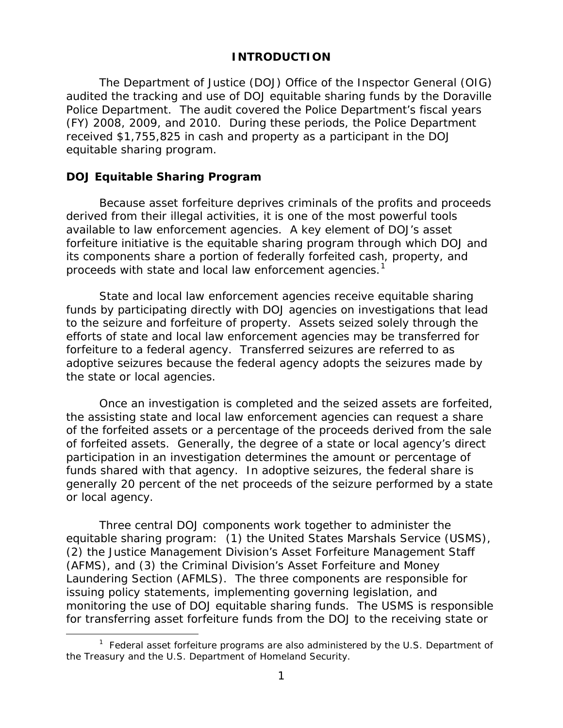# INTRODUCTION

The Department of Justice (DOJ) Office of the Inspector General (OIG) audited the tracking and use of DOJ equitable sharing funds by the Doraville Police Department. The audit covered the Police Department's fiscal years (FY) 2008, 2009, and 2010. During these periods, the Police Department received $1,755,825 in cash and property as a participant in the DOJ equitable sharing program.

## DOJ Equitable Sharing Program

Because asset forfeiture deprives criminals of the profits and proceeds derived from their illegal activities, it is one of the most powerful tools available to law enforcement agencies. A key element of DOJ's asset forfeiture initiative is the equitable sharing program through which DOJ and its components share a portion of federally forfeited cash, property, and proceeds with state and local law enforcement agencies.[1]

State and local law enforcement agencies receive equitable sharing funds by participating directly with DOJ agencies on investigations that lead to the seizure and forfeiture of property. Assets seized solely through the efforts of state and local law enforcement agencies may be transferred for forfeiture to a federal agency. Transferred seizures are referred to as adoptive seizures because the federal agency adopts the seizures made by the state or local agencies.

Once an investigation is completed and the seized assets are forfeited, the assisting state and local law enforcement agencies can request a share of the forfeited assets or a percentage of the proceeds derived from the sale of forfeited assets. Generally, the degree of a state or local agency's direct participation in an investigation determines the amount or percentage of funds shared with that agency. In adoptive seizures, the federal share is generally 20 percent of the net proceeds of the seizure performed by a state or local agency.

Three central DOJ components work together to administer the equitable sharing program: (1) the United States Marshals Service (USMS), (2) the Justice Management Division's Asset Forfeiture Management Staff (AFMS), and (3) the Criminal Division's Asset Forfeiture and Money Laundering Section (AFMLS). The three components are responsible for issuing policy statements, implementing governing legislation, and monitoring the use of DOJ equitable sharing funds. The USMS is responsible for transferring asset forfeiture funds from the DOJ to the receiving state or

[1] Federal asset forfeiture programs are also administered by the U.S. Department of the Treasury and the U.S. Department of Homeland Security.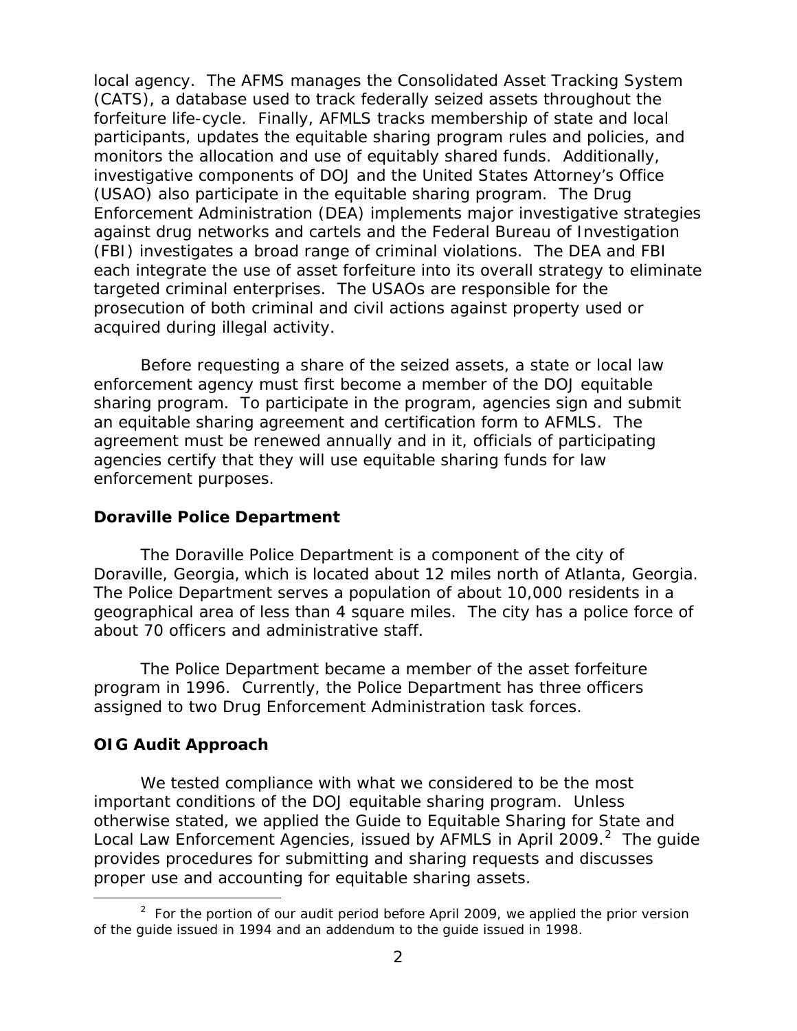local agency. The AFMS manages the Consolidated Asset Tracking System (CATS), a database used to track federally seized assets throughout the forfeiture life-cycle. Finally, AFMLS tracks membership of state and local participants, updates the equitable sharing program rules and policies, and monitors the allocation and use of equitably shared funds. Additionally, investigative components of DOJ and the United States Attorney's Office (USAO) also participate in the equitable sharing program. The Drug Enforcement Administration (DEA) implements major investigative strategies against drug networks and cartels and the Federal Bureau of Investigation (FBI) investigates a broad range of criminal violations. The DEA and FBI each integrate the use of asset forfeiture into its overall strategy to eliminate targeted criminal enterprises. The USAOs are responsible for the prosecution of both criminal and civil actions against property used or acquired during illegal activity.

Before requesting a share of the seized assets, a state or local law enforcement agency must first become a member of the DOJ equitable sharing program. To participate in the program, agencies sign and submit an equitable sharing agreement and certification form to AFMLS. The agreement must be renewed annually and in it, officials of participating agencies certify that they will use equitable sharing funds for law enforcement purposes.

**Doraville Police Department**

The Doraville Police Department is a component of the city of Doraville, Georgia, which is located about 12 miles north of Atlanta, Georgia. The Police Department serves a population of about 10,000 residents in a geographical area of less than 4 square miles. The city has a police force of about 70 officers and administrative staff.

The Police Department became a member of the asset forfeiture program in 1996. Currently, the Police Department has three officers assigned to two Drug Enforcement Administration task forces.

**OIG Audit Approach**

We tested compliance with what we considered to be the most important conditions of the DOJ equitable sharing program. Unless otherwise stated, we applied the Guide to Equitable Sharing for State and Local Law Enforcement Agencies, issued by AFMLS in April 2009.[2] The guide provides procedures for submitting and sharing requests and discusses proper use and accounting for equitable sharing assets.

[2] For the portion of our audit period before April 2009, we applied the prior version of the guide issued in 1994 and an addendum to the guide issued in 1998.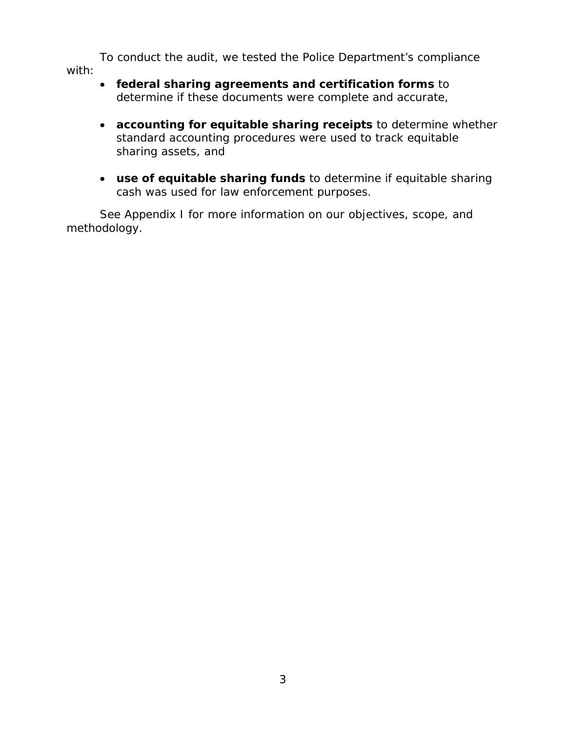To conduct the audit, we tested the Police Department's compliance with:

- **federal sharing agreements and certification forms** to determine if these documents were complete and accurate,

- **accounting for equitable sharing receipts** to determine whether standard accounting procedures were used to track equitable sharing assets, and

- **use of equitable sharing funds** to determine if equitable sharing cash was used for law enforcement purposes.

See Appendix I for more information on our objectives, scope, and methodology.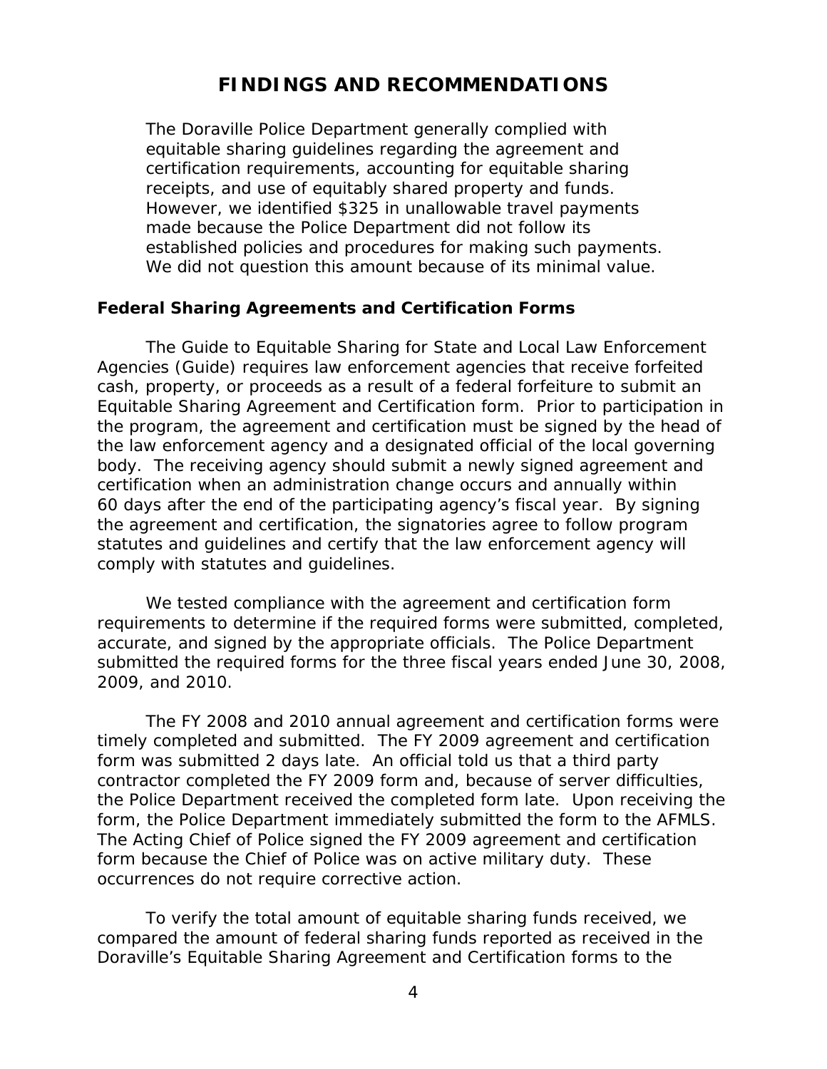# FINDINGS AND RECOMMENDATIONS

The Doraville Police Department generally complied with equitable sharing guidelines regarding the agreement and certification requirements, accounting for equitable sharing receipts, and use of equitably shared property and funds. However, we identified $325 in unallowable travel payments made because the Police Department did not follow its established policies and procedures for making such payments. We did not question this amount because of its minimal value.

## Federal Sharing Agreements and Certification Forms

The Guide to Equitable Sharing for State and Local Law Enforcement Agencies (Guide) requires law enforcement agencies that receive forfeited cash, property, or proceeds as a result of a federal forfeiture to submit an Equitable Sharing Agreement and Certification form. Prior to participation in the program, the agreement and certification must be signed by the head of the law enforcement agency and a designated official of the local governing body. The receiving agency should submit a newly signed agreement and certification when an administration change occurs and annually within 60 days after the end of the participating agency's fiscal year. By signing the agreement and certification, the signatories agree to follow program statutes and guidelines and certify that the law enforcement agency will comply with statutes and guidelines.

We tested compliance with the agreement and certification form requirements to determine if the required forms were submitted, completed, accurate, and signed by the appropriate officials. The Police Department submitted the required forms for the three fiscal years ended June 30, 2008, 2009, and 2010.

The FY 2008 and 2010 annual agreement and certification forms were timely completed and submitted. The FY 2009 agreement and certification form was submitted 2 days late. An official told us that a third party contractor completed the FY 2009 form and, because of server difficulties, the Police Department received the completed form late. Upon receiving the form, the Police Department immediately submitted the form to the AFMLS. The Acting Chief of Police signed the FY 2009 agreement and certification form because the Chief of Police was on active military duty. These occurrences do not require corrective action.

To verify the total amount of equitable sharing funds received, we compared the amount of federal sharing funds reported as received in the Doraville's Equitable Sharing Agreement and Certification forms to the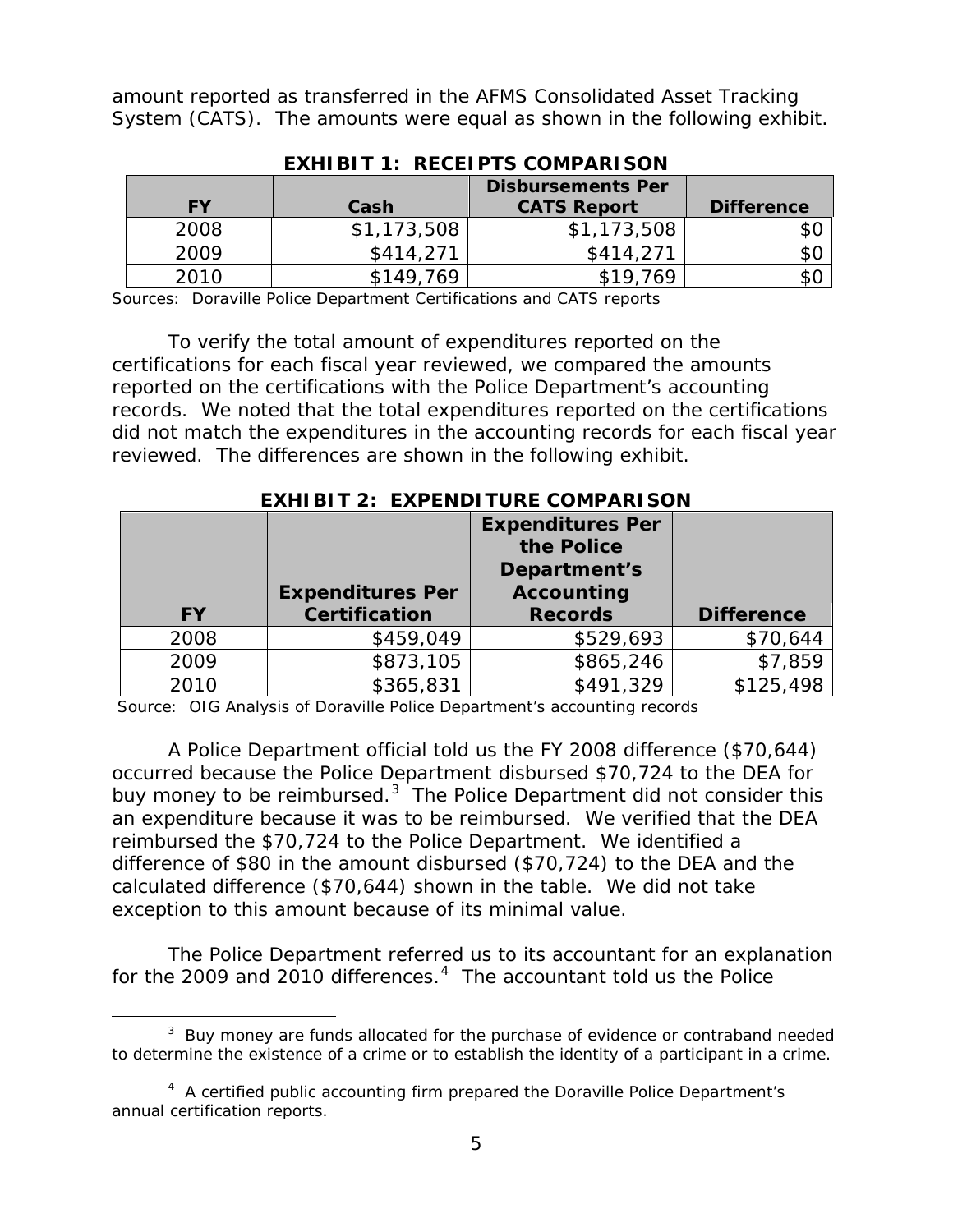amount reported as transferred in the AFMS Consolidated Asset Tracking System (CATS). The amounts were equal as shown in the following exhibit.

**EXHIBIT 1: RECEIPTS COMPARISON**

| FY | Cash | Disbursements Per CATS Report | Difference |
|---|---|---|---|
| 2008 | $1,173,508 | $1,173,508 | $0 |
| 2009 | $414,271 | $414,271 | $0 |
| 2010 | $149,769 | $19,769 | $0 |

Sources: Doraville Police Department Certifications and CATS reports

To verify the total amount of expenditures reported on the certifications for each fiscal year reviewed, we compared the amounts reported on the certifications with the Police Department's accounting records. We noted that the total expenditures reported on the certifications did not match the expenditures in the accounting records for each fiscal year reviewed. The differences are shown in the following exhibit.

**EXHIBIT 2: EXPENDITURE COMPARISON**

| FY | Expenditures Per Certification | Expenditures Per the Police Department's Accounting Records | Difference |
|---|---|---|---|
| 2008 | $459,049 | $529,693 | $70,644 |
| 2009 | $873,105 | $865,246 | $7,859 |
| 2010 | $365,831 | $491,329 | $125,498 |

Source: OIG Analysis of Doraville Police Department's accounting records

A Police Department official told us the FY 2008 difference ($70,644) occurred because the Police Department disbursed $70,724 to the DEA for buy money to be reimbursed.[3] The Police Department did not consider this an expenditure because it was to be reimbursed. We verified that the DEA reimbursed the $70,724 to the Police Department. We identified a difference of $80 in the amount disbursed ($70,724) to the DEA and the calculated difference ($70,644) shown in the table. We did not take exception to this amount because of its minimal value.

The Police Department referred us to its accountant for an explanation for the 2009 and 2010 differences.[4] The accountant told us the Police

---

[3] Buy money are funds allocated for the purchase of evidence or contraband needed to determine the existence of a crime or to establish the identity of a participant in a crime.

[4] A certified public accounting firm prepared the Doraville Police Department's annual certification reports.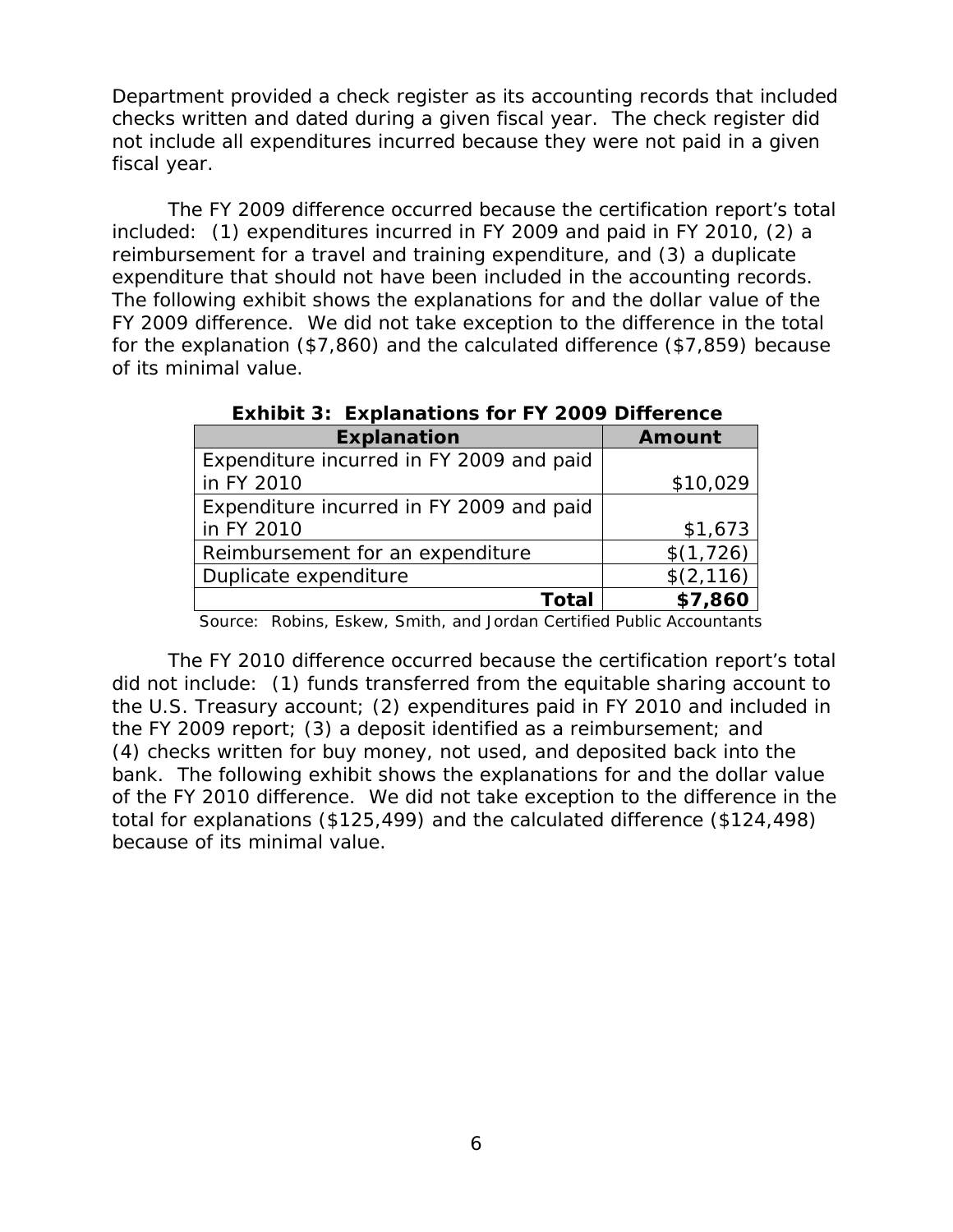Department provided a check register as its accounting records that included checks written and dated during a given fiscal year. The check register did not include all expenditures incurred because they were not paid in a given fiscal year.

The FY 2009 difference occurred because the certification report's total included: (1) expenditures incurred in FY 2009 and paid in FY 2010, (2) a reimbursement for a travel and training expenditure, and (3) a duplicate expenditure that should not have been included in the accounting records. The following exhibit shows the explanations for and the dollar value of the FY 2009 difference. We did not take exception to the difference in the total for the explanation ($7,860) and the calculated difference ($7,859) because of its minimal value.

**Exhibit 3: Explanations for FY 2009 Difference**

| Explanation | Amount |
|---|---|
| Expenditure incurred in FY 2009 and paid in FY 2010 | $10,029 |
| Expenditure incurred in FY 2009 and paid in FY 2010 | $1,673 |
| Reimbursement for an expenditure | $(1,726) |
| Duplicate expenditure | $(2,116) |
| **Total** | **$7,860** |

Source: Robins, Eskew, Smith, and Jordan Certified Public Accountants

The FY 2010 difference occurred because the certification report's total did not include: (1) funds transferred from the equitable sharing account to the U.S. Treasury account; (2) expenditures paid in FY 2010 and included in the FY 2009 report; (3) a deposit identified as a reimbursement; and (4) checks written for buy money, not used, and deposited back into the bank. The following exhibit shows the explanations for and the dollar value of the FY 2010 difference. We did not take exception to the difference in the total for explanations ($125,499) and the calculated difference ($124,498) because of its minimal value.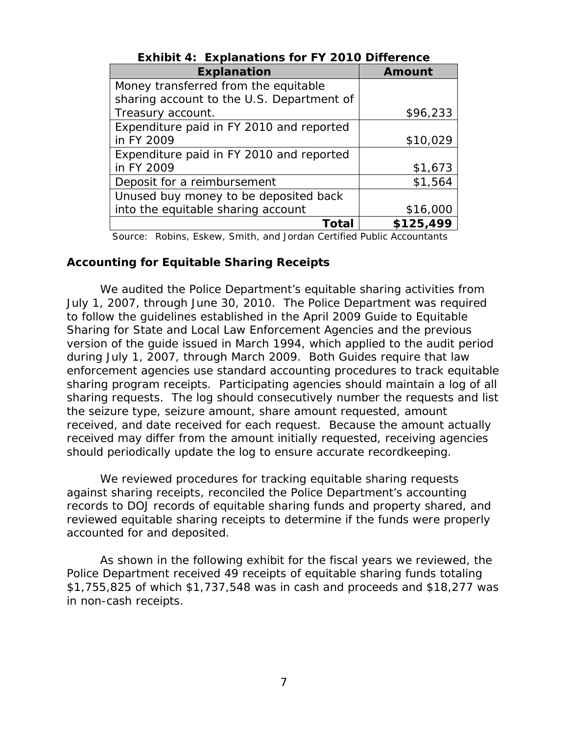**Exhibit 4: Explanations for FY 2010 Difference**

| Explanation | Amount |
|---|---|
| Money transferred from the equitable sharing account to the U.S. Department of Treasury account. | $96,233 |
| Expenditure paid in FY 2010 and reported in FY 2009 | $10,029 |
| Expenditure paid in FY 2010 and reported in FY 2009 | $1,673 |
| Deposit for a reimbursement | $1,564 |
| Unused buy money to be deposited back into the equitable sharing account | $16,000 |
| **Total** | **$125,499** |

Source: Robins, Eskew, Smith, and Jordan Certified Public Accountants

## Accounting for Equitable Sharing Receipts

We audited the Police Department's equitable sharing activities from July 1, 2007, through June 30, 2010. The Police Department was required to follow the guidelines established in the April 2009 Guide to Equitable Sharing for State and Local Law Enforcement Agencies and the previous version of the guide issued in March 1994, which applied to the audit period during July 1, 2007, through March 2009. Both Guides require that law enforcement agencies use standard accounting procedures to track equitable sharing program receipts. Participating agencies should maintain a log of all sharing requests. The log should consecutively number the requests and list the seizure type, seizure amount, share amount requested, amount received, and date received for each request. Because the amount actually received may differ from the amount initially requested, receiving agencies should periodically update the log to ensure accurate recordkeeping.

We reviewed procedures for tracking equitable sharing requests against sharing receipts, reconciled the Police Department's accounting records to DOJ records of equitable sharing funds and property shared, and reviewed equitable sharing receipts to determine if the funds were properly accounted for and deposited.

As shown in the following exhibit for the fiscal years we reviewed, the Police Department received 49 receipts of equitable sharing funds totaling $1,755,825 of which $1,737,548 was in cash and proceeds and $18,277 was in non-cash receipts.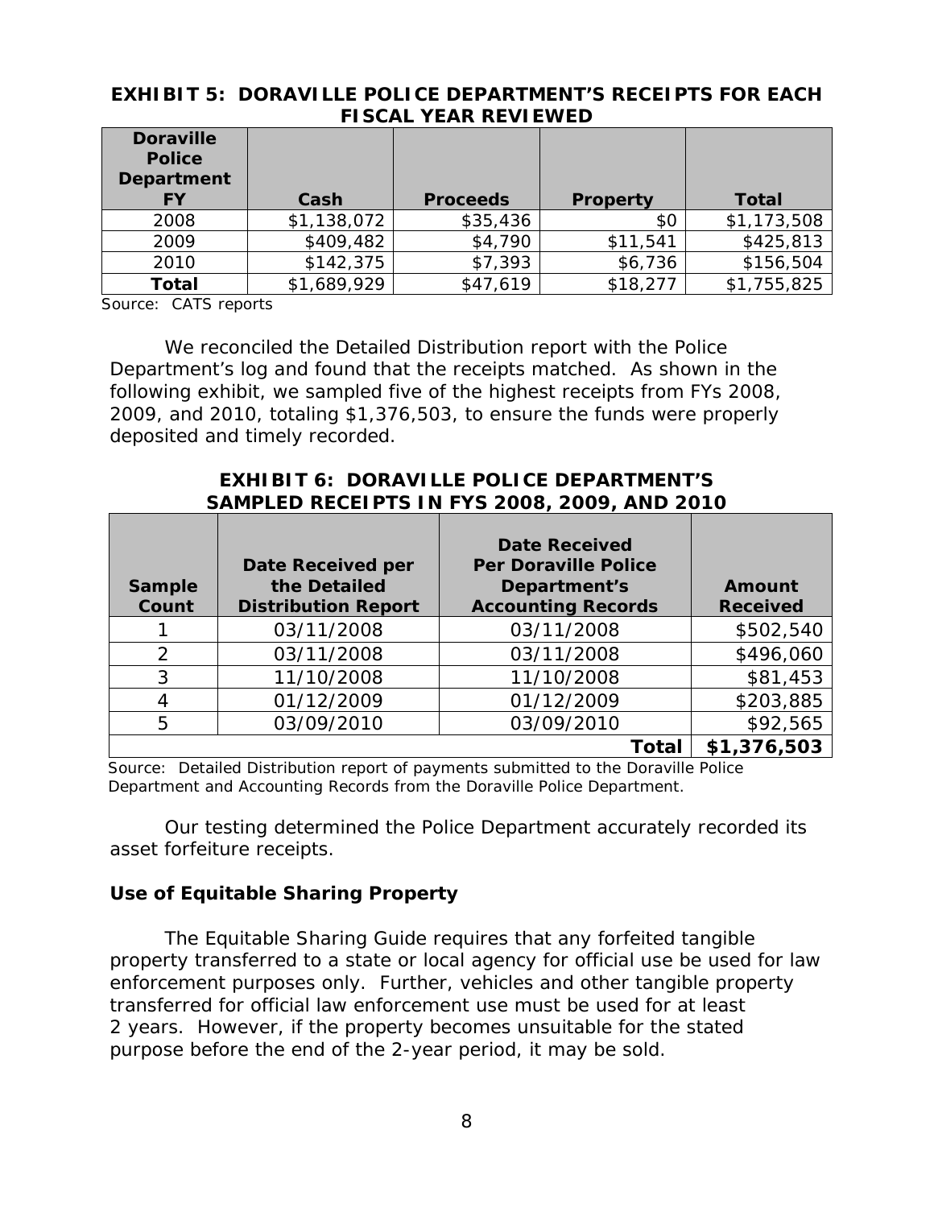**EXHIBIT 5: DORAVILLE POLICE DEPARTMENT'S RECEIPTS FOR EACH FISCAL YEAR REVIEWED**

| Doraville Police Department FY | Cash | Proceeds | Property | Total |
|---|---|---|---|---|
| 2008 | $1,138,072 | $35,436 | $0 | $1,173,508 |
| 2009 | $409,482 | $4,790 | $11,541 | $425,813 |
| 2010 | $142,375 | $7,393 | $6,736 | $156,504 |
| **Total** | $1,689,929 | $47,619 | $18,277 | $1,755,825 |

Source: CATS reports

We reconciled the Detailed Distribution report with the Police Department's log and found that the receipts matched. As shown in the following exhibit, we sampled five of the highest receipts from FYs 2008, 2009, and 2010, totaling $1,376,503, to ensure the funds were properly deposited and timely recorded.

**EXHIBIT 6: DORAVILLE POLICE DEPARTMENT'S SAMPLED RECEIPTS IN FYS 2008, 2009, AND 2010**

| Sample Count | Date Received per the Detailed Distribution Report | Date Received Per Doraville Police Department's Accounting Records | Amount Received |
|---|---|---|---|
| 1 | 03/11/2008 | 03/11/2008 | $502,540 |
| 2 | 03/11/2008 | 03/11/2008 | $496,060 |
| 3 | 11/10/2008 | 11/10/2008 | $81,453 |
| 4 | 01/12/2009 | 01/12/2009 | $203,885 |
| 5 | 03/09/2010 | 03/09/2010 | $92,565 |
| | | **Total** | **$1,376,503** |

Source: Detailed Distribution report of payments submitted to the Doraville Police Department and Accounting Records from the Doraville Police Department.

Our testing determined the Police Department accurately recorded its asset forfeiture receipts.

### Use of Equitable Sharing Property

The Equitable Sharing Guide requires that any forfeited tangible property transferred to a state or local agency for official use be used for law enforcement purposes only. Further, vehicles and other tangible property transferred for official law enforcement use must be used for at least 2 years. However, if the property becomes unsuitable for the stated purpose before the end of the 2-year period, it may be sold.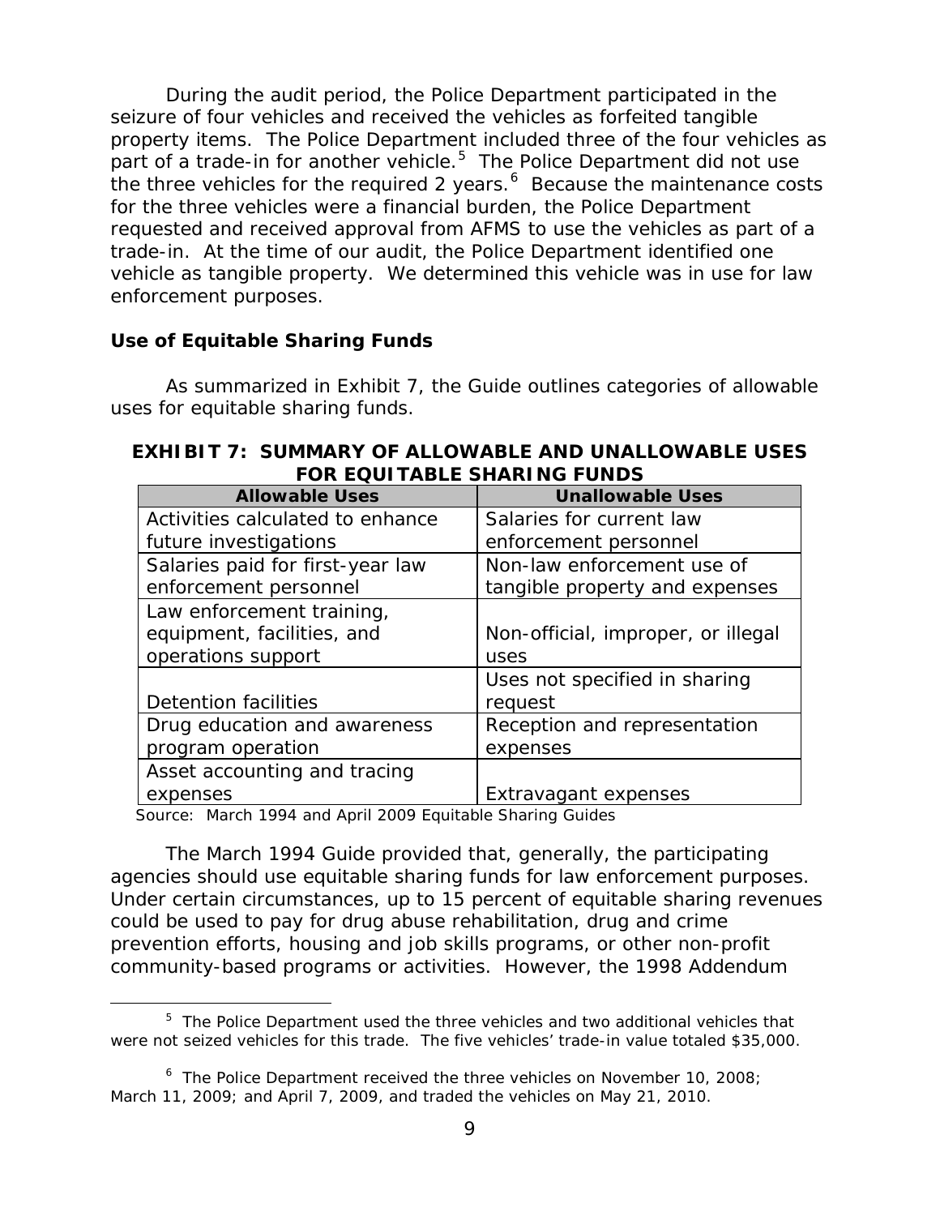During the audit period, the Police Department participated in the seizure of four vehicles and received the vehicles as forfeited tangible property items. The Police Department included three of the four vehicles as part of a trade-in for another vehicle.[5] The Police Department did not use the three vehicles for the required 2 years.[6] Because the maintenance costs for the three vehicles were a financial burden, the Police Department requested and received approval from AFMS to use the vehicles as part of a trade-in. At the time of our audit, the Police Department identified one vehicle as tangible property. We determined this vehicle was in use for law enforcement purposes.

### Use of Equitable Sharing Funds

As summarized in Exhibit 7, the Guide outlines categories of allowable uses for equitable sharing funds.

**EXHIBIT 7: SUMMARY OF ALLOWABLE AND UNALLOWABLE USES FOR EQUITABLE SHARING FUNDS**

| Allowable Uses | Unallowable Uses |
|---|---|
| Activities calculated to enhance future investigations | Salaries for current law enforcement personnel |
| Salaries paid for first-year law enforcement personnel | Non-law enforcement use of tangible property and expenses |
| Law enforcement training, equipment, facilities, and operations support | Non-official, improper, or illegal uses |
| Detention facilities | Uses not specified in sharing request |
| Drug education and awareness program operation | Reception and representation expenses |
| Asset accounting and tracing expenses | Extravagant expenses |

Source: March 1994 and April 2009 Equitable Sharing Guides

The March 1994 Guide provided that, generally, the participating agencies should use equitable sharing funds for law enforcement purposes. Under certain circumstances, up to 15 percent of equitable sharing revenues could be used to pay for drug abuse rehabilitation, drug and crime prevention efforts, housing and job skills programs, or other non-profit community-based programs or activities. However, the 1998 Addendum

---

[5] The Police Department used the three vehicles and two additional vehicles that were not seized vehicles for this trade. The five vehicles' trade-in value totaled $35,000.

[6] The Police Department received the three vehicles on November 10, 2008; March 11, 2009; and April 7, 2009, and traded the vehicles on May 21, 2010.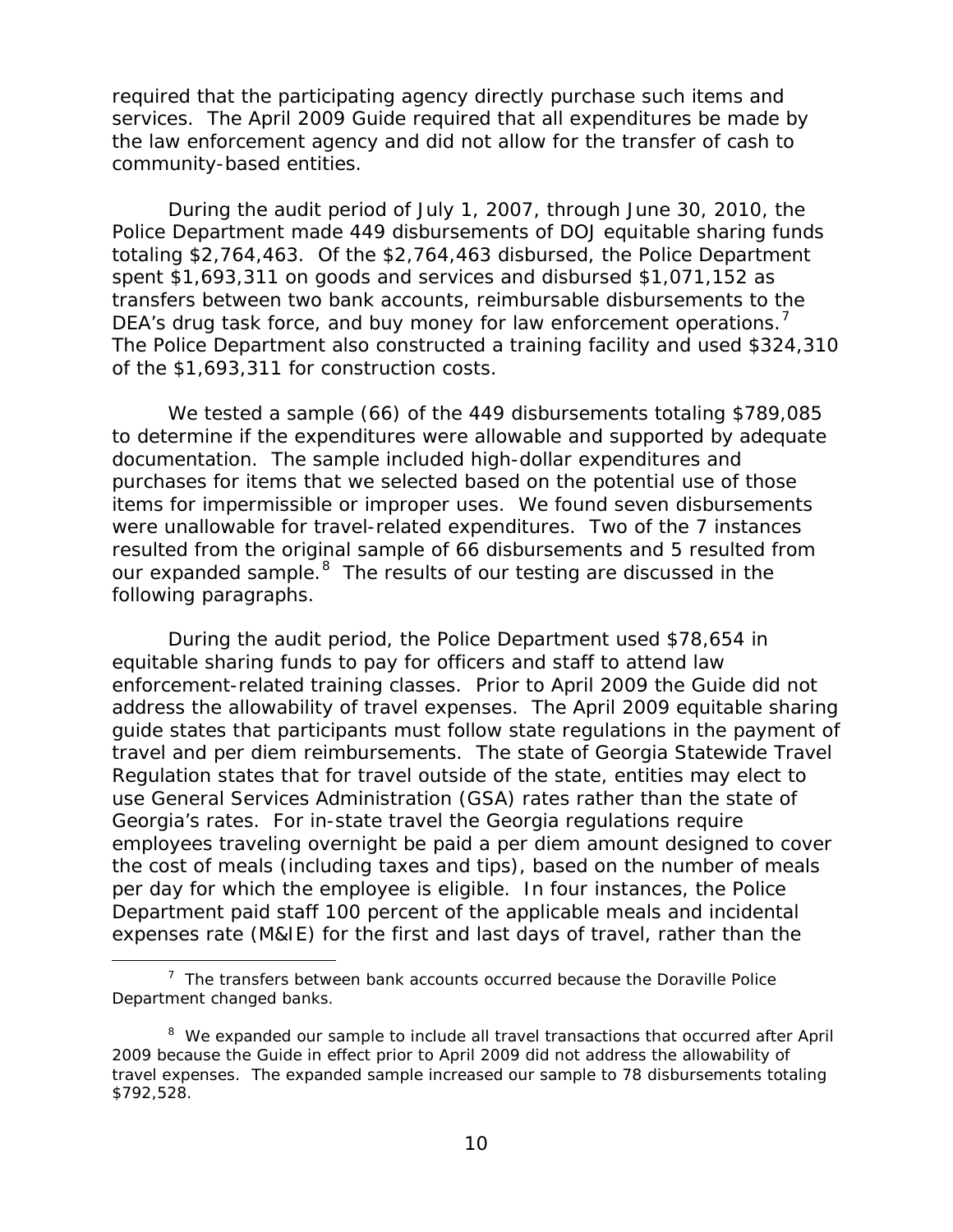required that the participating agency directly purchase such items and services. The April 2009 Guide required that all expenditures be made by the law enforcement agency and did not allow for the transfer of cash to community-based entities.

During the audit period of July 1, 2007, through June 30, 2010, the Police Department made 449 disbursements of DOJ equitable sharing funds totaling $2,764,463. Of the $2,764,463 disbursed, the Police Department spent $1,693,311 on goods and services and disbursed $1,071,152 as transfers between two bank accounts, reimbursable disbursements to the DEA's drug task force, and buy money for law enforcement operations.[7] The Police Department also constructed a training facility and used $324,310 of the $1,693,311 for construction costs.

We tested a sample (66) of the 449 disbursements totaling $789,085 to determine if the expenditures were allowable and supported by adequate documentation. The sample included high-dollar expenditures and purchases for items that we selected based on the potential use of those items for impermissible or improper uses. We found seven disbursements were unallowable for travel-related expenditures. Two of the 7 instances resulted from the original sample of 66 disbursements and 5 resulted from our expanded sample.[8] The results of our testing are discussed in the following paragraphs.

During the audit period, the Police Department used $78,654 in equitable sharing funds to pay for officers and staff to attend law enforcement-related training classes. Prior to April 2009 the Guide did not address the allowability of travel expenses. The April 2009 equitable sharing guide states that participants must follow state regulations in the payment of travel and per diem reimbursements. The state of Georgia Statewide Travel Regulation states that for travel outside of the state, entities may elect to use General Services Administration (GSA) rates rather than the state of Georgia's rates. For in-state travel the Georgia regulations require employees traveling overnight be paid a per diem amount designed to cover the cost of meals (including taxes and tips), based on the number of meals per day for which the employee is eligible. In four instances, the Police Department paid staff 100 percent of the applicable meals and incidental expenses rate (M&IE) for the first and last days of travel, rather than the

[7] The transfers between bank accounts occurred because the Doraville Police Department changed banks.

[8] We expanded our sample to include all travel transactions that occurred after April 2009 because the Guide in effect prior to April 2009 did not address the allowability of travel expenses. The expanded sample increased our sample to 78 disbursements totaling $792,528.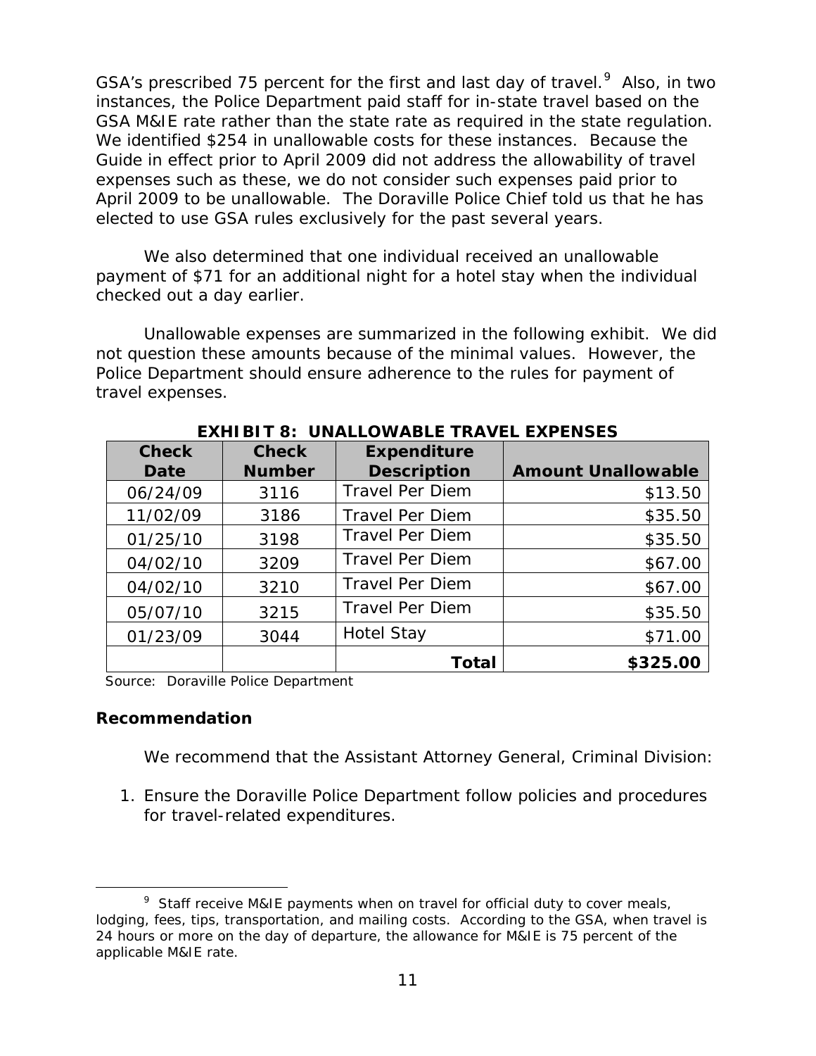GSA's prescribed 75 percent for the first and last day of travel.[9] Also, in two instances, the Police Department paid staff for in-state travel based on the GSA M&IE rate rather than the state rate as required in the state regulation. We identified $254 in unallowable costs for these instances. Because the Guide in effect prior to April 2009 did not address the allowability of travel expenses such as these, we do not consider such expenses paid prior to April 2009 to be unallowable. The Doraville Police Chief told us that he has elected to use GSA rules exclusively for the past several years.

We also determined that one individual received an unallowable payment of $71 for an additional night for a hotel stay when the individual checked out a day earlier.

Unallowable expenses are summarized in the following exhibit. We did not question these amounts because of the minimal values. However, the Police Department should ensure adherence to the rules for payment of travel expenses.

**EXHIBIT 8: UNALLOWABLE TRAVEL EXPENSES**

| Check Date | Check Number | Expenditure Description | Amount Unallowable |
|---|---|---|---|
| 06/24/09 | 3116 | Travel Per Diem | $13.50 |
| 11/02/09 | 3186 | Travel Per Diem | $35.50 |
| 01/25/10 | 3198 | Travel Per Diem | $35.50 |
| 04/02/10 | 3209 | Travel Per Diem | $67.00 |
| 04/02/10 | 3210 | Travel Per Diem | $67.00 |
| 05/07/10 | 3215 | Travel Per Diem | $35.50 |
| 01/23/09 | 3044 | Hotel Stay | $71.00 |
| | | **Total** | **$325.00** |

Source: Doraville Police Department

### Recommendation

We recommend that the Assistant Attorney General, Criminal Division:

1. Ensure the Doraville Police Department follow policies and procedures for travel-related expenditures.

[9] Staff receive M&IE payments when on travel for official duty to cover meals, lodging, fees, tips, transportation, and mailing costs. According to the GSA, when travel is 24 hours or more on the day of departure, the allowance for M&IE is 75 percent of the applicable M&IE rate.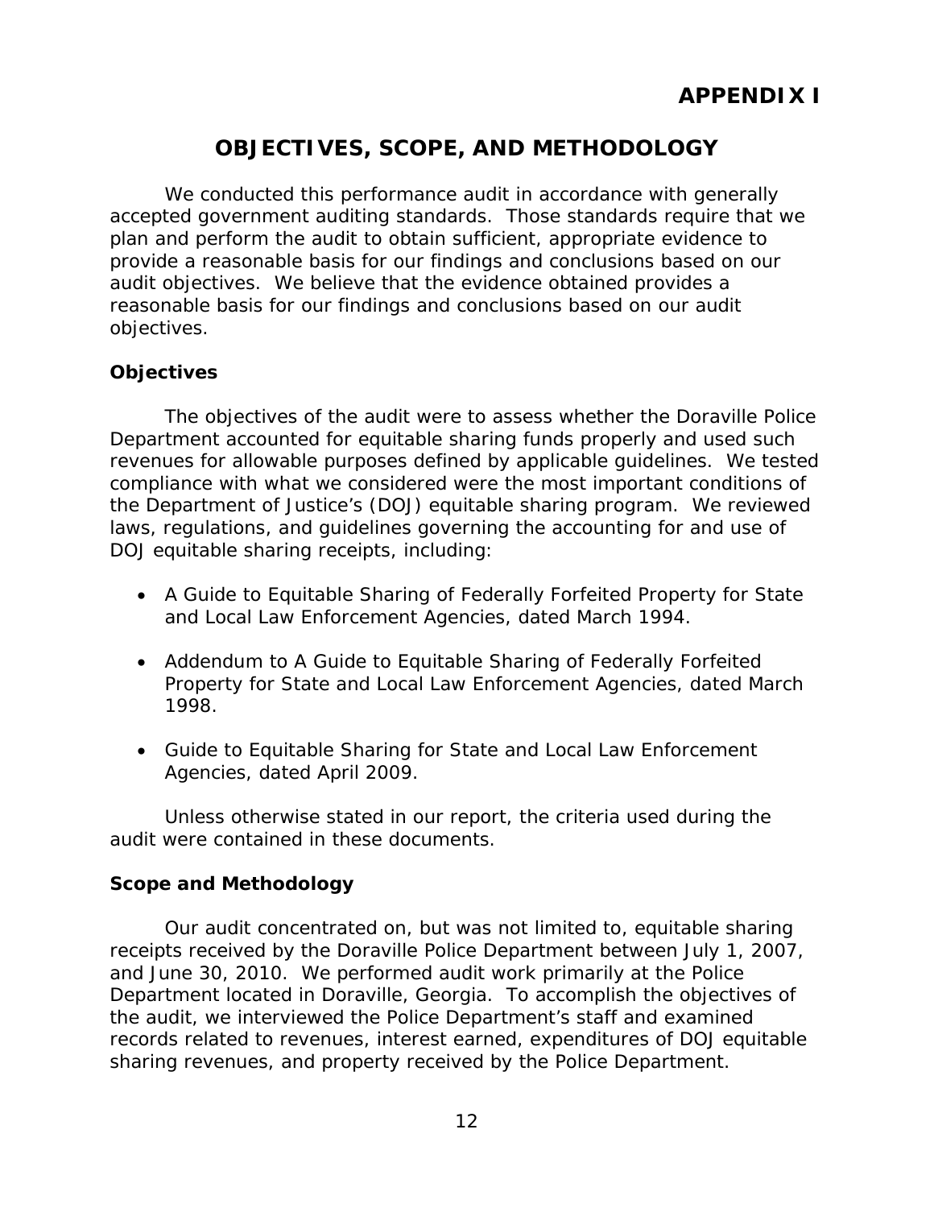# APPENDIX I

## OBJECTIVES, SCOPE, AND METHODOLOGY

We conducted this performance audit in accordance with generally accepted government auditing standards. Those standards require that we plan and perform the audit to obtain sufficient, appropriate evidence to provide a reasonable basis for our findings and conclusions based on our audit objectives. We believe that the evidence obtained provides a reasonable basis for our findings and conclusions based on our audit objectives.

### Objectives

The objectives of the audit were to assess whether the Doraville Police Department accounted for equitable sharing funds properly and used such revenues for allowable purposes defined by applicable guidelines. We tested compliance with what we considered were the most important conditions of the Department of Justice's (DOJ) equitable sharing program. We reviewed laws, regulations, and guidelines governing the accounting for and use of DOJ equitable sharing receipts, including:

- A Guide to Equitable Sharing of Federally Forfeited Property for State and Local Law Enforcement Agencies, dated March 1994.
- Addendum to A Guide to Equitable Sharing of Federally Forfeited Property for State and Local Law Enforcement Agencies, dated March 1998.
- Guide to Equitable Sharing for State and Local Law Enforcement Agencies, dated April 2009.

Unless otherwise stated in our report, the criteria used during the audit were contained in these documents.

### Scope and Methodology

Our audit concentrated on, but was not limited to, equitable sharing receipts received by the Doraville Police Department between July 1, 2007, and June 30, 2010. We performed audit work primarily at the Police Department located in Doraville, Georgia. To accomplish the objectives of the audit, we interviewed the Police Department's staff and examined records related to revenues, interest earned, expenditures of DOJ equitable sharing revenues, and property received by the Police Department.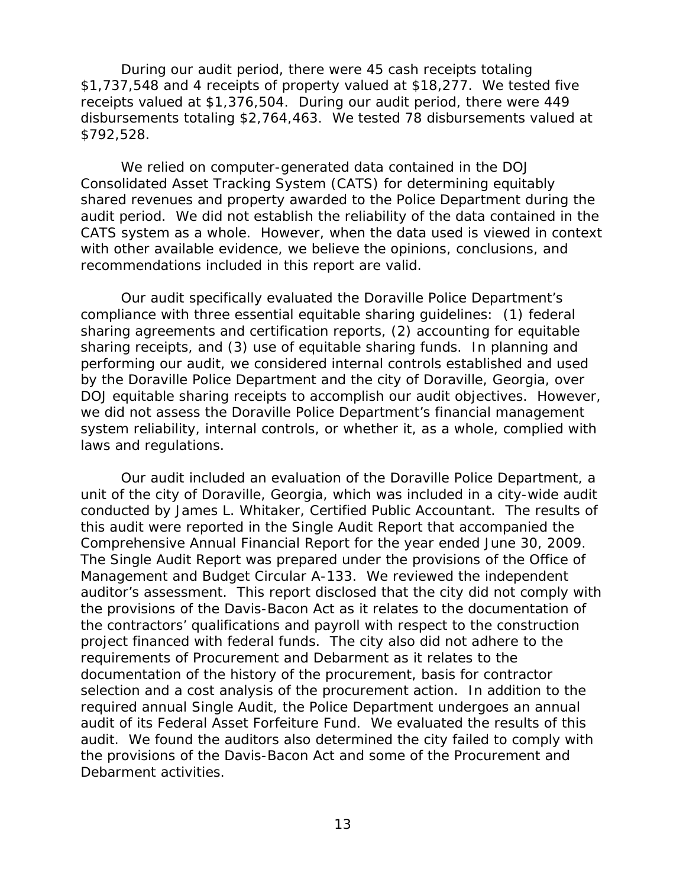During our audit period, there were 45 cash receipts totaling $1,737,548 and 4 receipts of property valued at $18,277. We tested five receipts valued at $1,376,504. During our audit period, there were 449 disbursements totaling $2,764,463. We tested 78 disbursements valued at $792,528.

We relied on computer-generated data contained in the DOJ Consolidated Asset Tracking System (CATS) for determining equitably shared revenues and property awarded to the Police Department during the audit period. We did not establish the reliability of the data contained in the CATS system as a whole. However, when the data used is viewed in context with other available evidence, we believe the opinions, conclusions, and recommendations included in this report are valid.

Our audit specifically evaluated the Doraville Police Department's compliance with three essential equitable sharing guidelines: (1) federal sharing agreements and certification reports, (2) accounting for equitable sharing receipts, and (3) use of equitable sharing funds. In planning and performing our audit, we considered internal controls established and used by the Doraville Police Department and the city of Doraville, Georgia, over DOJ equitable sharing receipts to accomplish our audit objectives. However, we did not assess the Doraville Police Department's financial management system reliability, internal controls, or whether it, as a whole, complied with laws and regulations.

Our audit included an evaluation of the Doraville Police Department, a unit of the city of Doraville, Georgia, which was included in a city-wide audit conducted by James L. Whitaker, Certified Public Accountant. The results of this audit were reported in the Single Audit Report that accompanied the Comprehensive Annual Financial Report for the year ended June 30, 2009. The Single Audit Report was prepared under the provisions of the Office of Management and Budget Circular A-133. We reviewed the independent auditor's assessment. This report disclosed that the city did not comply with the provisions of the Davis-Bacon Act as it relates to the documentation of the contractors' qualifications and payroll with respect to the construction project financed with federal funds. The city also did not adhere to the requirements of Procurement and Debarment as it relates to the documentation of the history of the procurement, basis for contractor selection and a cost analysis of the procurement action. In addition to the required annual Single Audit, the Police Department undergoes an annual audit of its Federal Asset Forfeiture Fund. We evaluated the results of this audit. We found the auditors also determined the city failed to comply with the provisions of the Davis-Bacon Act and some of the Procurement and Debarment activities.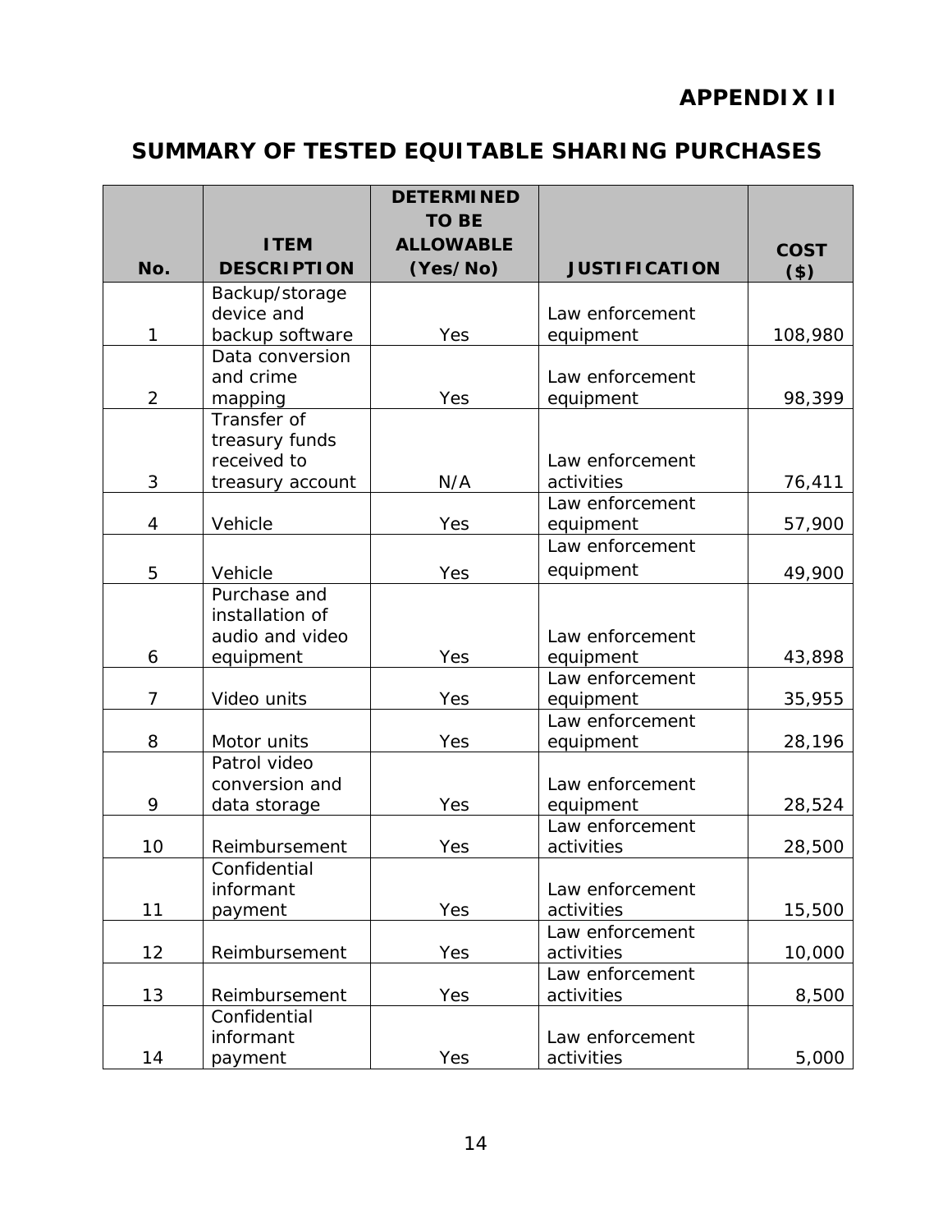# APPENDIX II

## SUMMARY OF TESTED EQUITABLE SHARING PURCHASES

| No. | ITEM DESCRIPTION | DETERMINED TO BE ALLOWABLE (Yes/No) | JUSTIFICATION | COST ($) |
|---|---|---|---|---|
| 1 | Backup/storage device and backup software | Yes | Law enforcement equipment | 108,980 |
| 2 | Data conversion and crime mapping | Yes | Law enforcement equipment | 98,399 |
| 3 | Transfer of treasury funds received to treasury account | N/A | Law enforcement activities | 76,411 |
| 4 | Vehicle | Yes | Law enforcement equipment | 57,900 |
| 5 | Vehicle | Yes | Law enforcement equipment | 49,900 |
| 6 | Purchase and installation of audio and video equipment | Yes | Law enforcement equipment | 43,898 |
| 7 | Video units | Yes | Law enforcement equipment | 35,955 |
| 8 | Motor units | Yes | Law enforcement equipment | 28,196 |
| 9 | Patrol video conversion and data storage | Yes | Law enforcement equipment | 28,524 |
| 10 | Reimbursement | Yes | Law enforcement activities | 28,500 |
| 11 | Confidential informant payment | Yes | Law enforcement activities | 15,500 |
| 12 | Reimbursement | Yes | Law enforcement activities | 10,000 |
| 13 | Reimbursement | Yes | Law enforcement activities | 8,500 |
| 14 | Confidential informant payment | Yes | Law enforcement activities | 5,000 |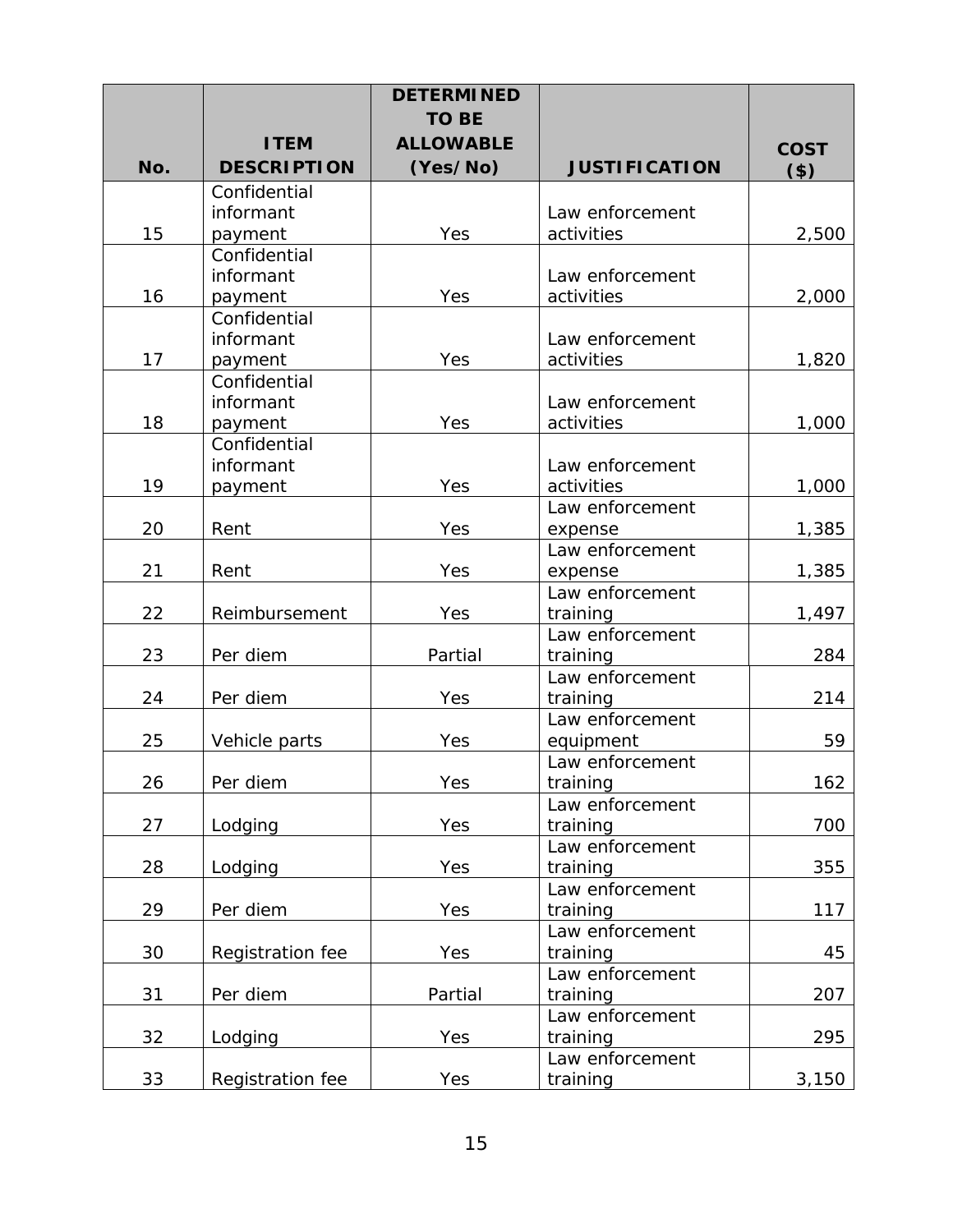| No. | ITEM DESCRIPTION | DETERMINED TO BE ALLOWABLE (Yes/No) | JUSTIFICATION | COST ($) |
|---|---|---|---|---|
| 15 | Confidential informant payment | Yes | Law enforcement activities | 2,500 |
| 16 | Confidential informant payment | Yes | Law enforcement activities | 2,000 |
| 17 | Confidential informant payment | Yes | Law enforcement activities | 1,820 |
| 18 | Confidential informant payment | Yes | Law enforcement activities | 1,000 |
| 19 | Confidential informant payment | Yes | Law enforcement activities | 1,000 |
| 20 | Rent | Yes | Law enforcement expense | 1,385 |
| 21 | Rent | Yes | Law enforcement expense | 1,385 |
| 22 | Reimbursement | Yes | Law enforcement training | 1,497 |
| 23 | Per diem | Partial | Law enforcement training | 284 |
| 24 | Per diem | Yes | Law enforcement training | 214 |
| 25 | Vehicle parts | Yes | Law enforcement equipment | 59 |
| 26 | Per diem | Yes | Law enforcement training | 162 |
| 27 | Lodging | Yes | Law enforcement training | 700 |
| 28 | Lodging | Yes | Law enforcement training | 355 |
| 29 | Per diem | Yes | Law enforcement training | 117 |
| 30 | Registration fee | Yes | Law enforcement training | 45 |
| 31 | Per diem | Partial | Law enforcement training | 207 |
| 32 | Lodging | Yes | Law enforcement training | 295 |
| 33 | Registration fee | Yes | Law enforcement training | 3,150 |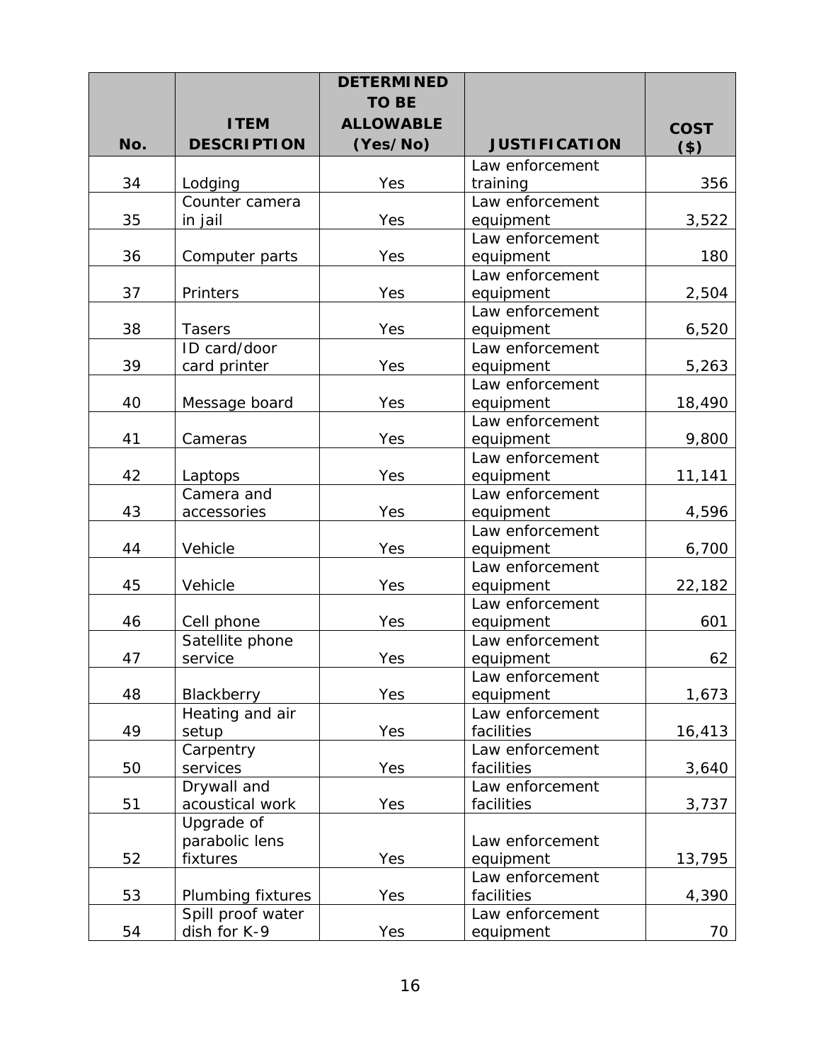| No. | ITEM DESCRIPTION | DETERMINED TO BE ALLOWABLE (Yes/No) | JUSTIFICATION | COST ($) |
|---|---|---|---|---|
| 34 | Lodging | Yes | Law enforcement training | 356 |
| 35 | Counter camera in jail | Yes | Law enforcement equipment | 3,522 |
| 36 | Computer parts | Yes | Law enforcement equipment | 180 |
| 37 | Printers | Yes | Law enforcement equipment | 2,504 |
| 38 | Tasers | Yes | Law enforcement equipment | 6,520 |
| 39 | ID card/door card printer | Yes | Law enforcement equipment | 5,263 |
| 40 | Message board | Yes | Law enforcement equipment | 18,490 |
| 41 | Cameras | Yes | Law enforcement equipment | 9,800 |
| 42 | Laptops | Yes | Law enforcement equipment | 11,141 |
| 43 | Camera and accessories | Yes | Law enforcement equipment | 4,596 |
| 44 | Vehicle | Yes | Law enforcement equipment | 6,700 |
| 45 | Vehicle | Yes | Law enforcement equipment | 22,182 |
| 46 | Cell phone | Yes | Law enforcement equipment | 601 |
| 47 | Satellite phone service | Yes | Law enforcement equipment | 62 |
| 48 | Blackberry | Yes | Law enforcement equipment | 1,673 |
| 49 | Heating and air setup | Yes | Law enforcement facilities | 16,413 |
| 50 | Carpentry services | Yes | Law enforcement facilities | 3,640 |
| 51 | Drywall and acoustical work | Yes | Law enforcement facilities | 3,737 |
| 52 | Upgrade of parabolic lens fixtures | Yes | Law enforcement equipment | 13,795 |
| 53 | Plumbing fixtures | Yes | Law enforcement facilities | 4,390 |
| 54 | Spill proof water dish for K-9 | Yes | Law enforcement equipment | 70 |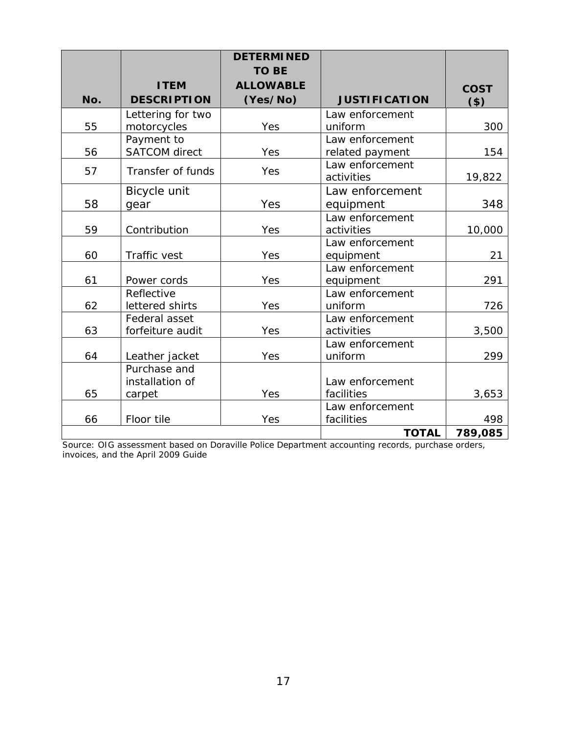| No. | ITEM DESCRIPTION | DETERMINED TO BE ALLOWABLE (Yes/No) | JUSTIFICATION | COST ($) |
|---|---|---|---|---|
| 55 | Lettering for two motorcycles | Yes | Law enforcement uniform | 300 |
| 56 | Payment to SATCOM direct | Yes | Law enforcement related payment | 154 |
| 57 | Transfer of funds | Yes | Law enforcement activities | 19,822 |
| 58 | Bicycle unit gear | Yes | Law enforcement equipment | 348 |
| 59 | Contribution | Yes | Law enforcement activities | 10,000 |
| 60 | Traffic vest | Yes | Law enforcement equipment | 21 |
| 61 | Power cords | Yes | Law enforcement equipment | 291 |
| 62 | Reflective lettered shirts | Yes | Law enforcement uniform | 726 |
| 63 | Federal asset forfeiture audit | Yes | Law enforcement activities | 3,500 |
| 64 | Leather jacket | Yes | Law enforcement uniform | 299 |
| 65 | Purchase and installation of carpet | Yes | Law enforcement facilities | 3,653 |
| 66 | Floor tile | Yes | Law enforcement facilities | 498 |
| | | | **TOTAL** | **789,085** |

Source: OIG assessment based on Doraville Police Department accounting records, purchase orders, invoices, and the April 2009 Guide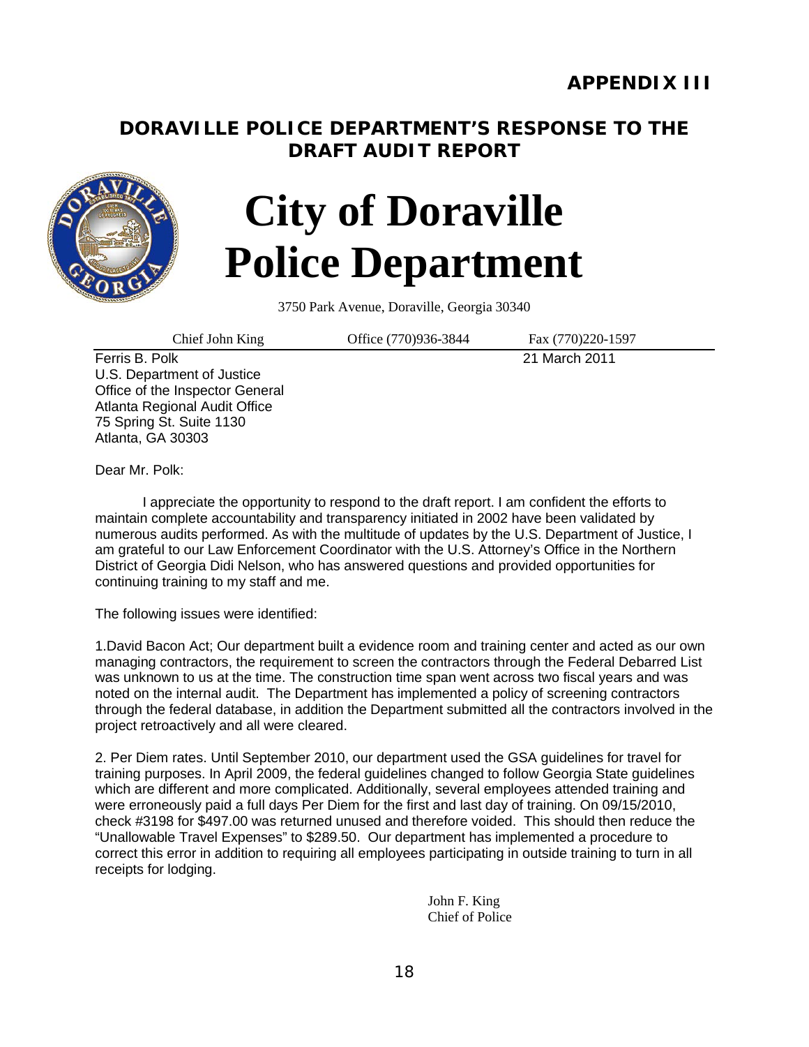# APPENDIX III

## DORAVILLE POLICE DEPARTMENT'S RESPONSE TO THE DRAFT AUDIT REPORT

# City of Doraville Police Department

3750 Park Avenue, Doraville, Georgia 30340

Chief John King | Office (770)936-3844 | Fax (770)220-1597

Ferris B. Polk
U.S. Department of Justice
Office of the Inspector General
Atlanta Regional Audit Office
75 Spring St. Suite 1130
Atlanta, GA 30303

21 March 2011

Dear Mr. Polk:

I appreciate the opportunity to respond to the draft report. I am confident the efforts to maintain complete accountability and transparency initiated in 2002 have been validated by numerous audits performed. As with the multitude of updates by the U.S. Department of Justice, I am grateful to our Law Enforcement Coordinator with the U.S. Attorney's Office in the Northern District of Georgia Didi Nelson, who has answered questions and provided opportunities for continuing training to my staff and me.

The following issues were identified:

1.David Bacon Act; Our department built a evidence room and training center and acted as our own managing contractors, the requirement to screen the contractors through the Federal Debarred List was unknown to us at the time. The construction time span went across two fiscal years and was noted on the internal audit. The Department has implemented a policy of screening contractors through the federal database, in addition the Department submitted all the contractors involved in the project retroactively and all were cleared.

2. Per Diem rates. Until September 2010, our department used the GSA guidelines for travel for training purposes. In April 2009, the federal guidelines changed to follow Georgia State guidelines which are different and more complicated. Additionally, several employees attended training and were erroneously paid a full days Per Diem for the first and last day of training. On 09/15/2010, check #3198 for $497.00 was returned unused and therefore voided. This should then reduce the "Unallowable Travel Expenses" to $289.50. Our department has implemented a procedure to correct this error in addition to requiring all employees participating in outside training to turn in all receipts for lodging.

John F. King
Chief of Police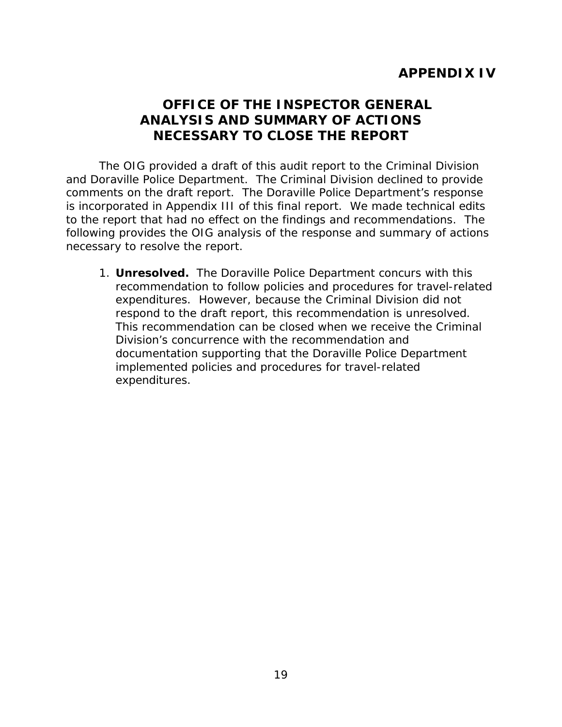# APPENDIX IV

## OFFICE OF THE INSPECTOR GENERAL ANALYSIS AND SUMMARY OF ACTIONS NECESSARY TO CLOSE THE REPORT

The OIG provided a draft of this audit report to the Criminal Division and Doraville Police Department. The Criminal Division declined to provide comments on the draft report. The Doraville Police Department's response is incorporated in Appendix III of this final report. We made technical edits to the report that had no effect on the findings and recommendations. The following provides the OIG analysis of the response and summary of actions necessary to resolve the report.

1. **Unresolved.** The Doraville Police Department concurs with this recommendation to follow policies and procedures for travel-related expenditures. However, because the Criminal Division did not respond to the draft report, this recommendation is unresolved. This recommendation can be closed when we receive the Criminal Division's concurrence with the recommendation and documentation supporting that the Doraville Police Department implemented policies and procedures for travel-related expenditures.